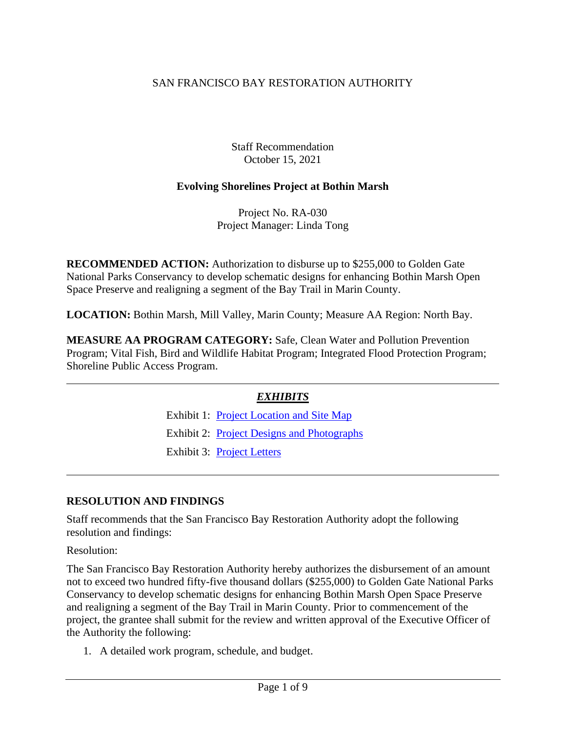SAN FRANCISCO BAY RESTORATION AUTHORITY

Staff Recommendation
October 15, 2021

**Evolving Shorelines Project at Bothin Marsh**

Project No. RA-030
Project Manager: Linda Tong

**RECOMMENDED ACTION:** Authorization to disburse up to $255,000 to Golden Gate National Parks Conservancy to develop schematic designs for enhancing Bothin Marsh Open Space Preserve and realigning a segment of the Bay Trail in Marin County.

**LOCATION:** Bothin Marsh, Mill Valley, Marin County; Measure AA Region: North Bay.

**MEASURE AA PROGRAM CATEGORY:** Safe, Clean Water and Pollution Prevention Program; Vital Fish, Bird and Wildlife Habitat Program; Integrated Flood Protection Program; Shoreline Public Access Program.

---

***EXHIBITS***

Exhibit 1: Project Location and Site Map

Exhibit 2: Project Designs and Photographs

Exhibit 3: Project Letters

---

## RESOLUTION AND FINDINGS

Staff recommends that the San Francisco Bay Restoration Authority adopt the following resolution and findings:

Resolution:

The San Francisco Bay Restoration Authority hereby authorizes the disbursement of an amount not to exceed two hundred fifty-five thousand dollars ($255,000) to Golden Gate National Parks Conservancy to develop schematic designs for enhancing Bothin Marsh Open Space Preserve and realigning a segment of the Bay Trail in Marin County. Prior to commencement of the project, the grantee shall submit for the review and written approval of the Executive Officer of the Authority the following:

1. A detailed work program, schedule, and budget.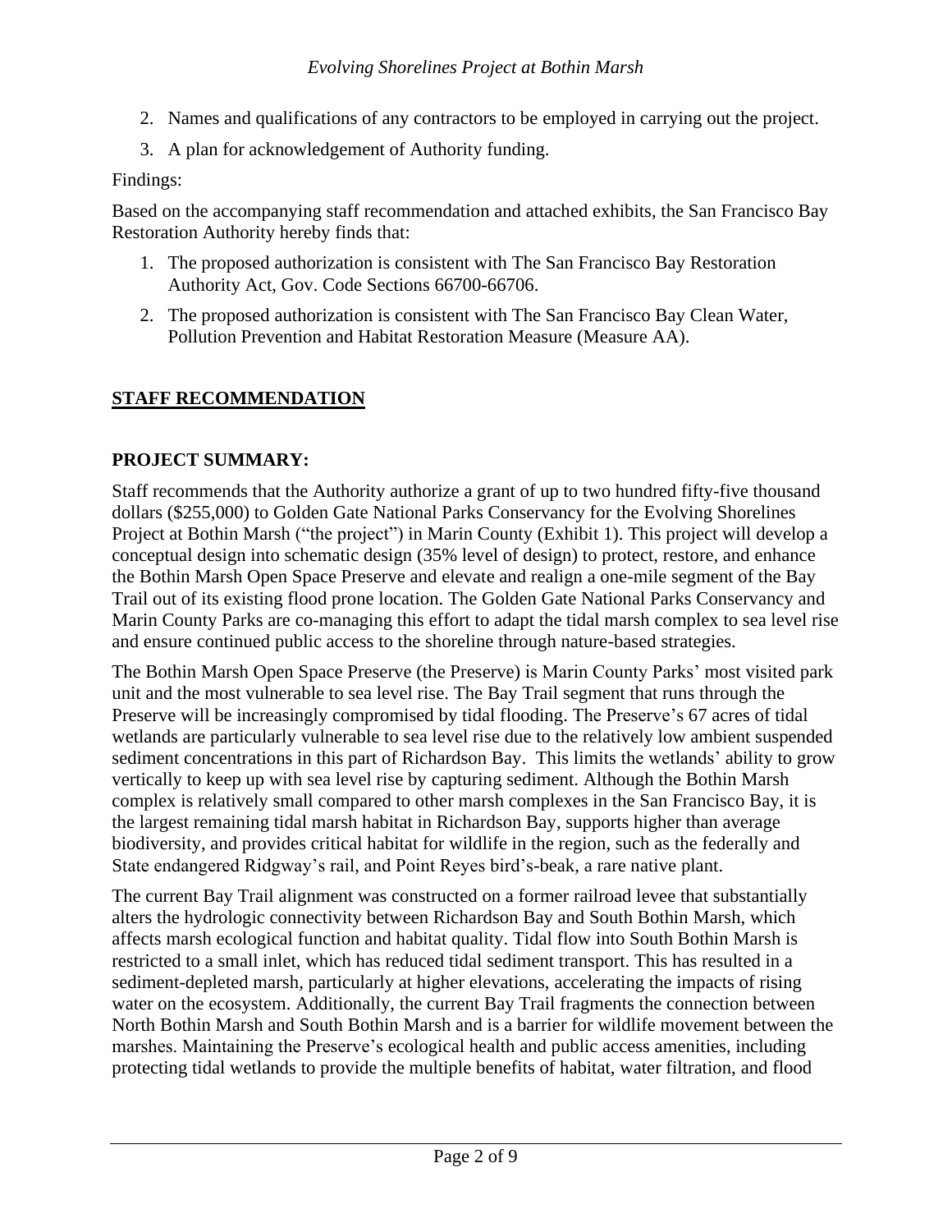2. Names and qualifications of any contractors to be employed in carrying out the project.
3. A plan for acknowledgement of Authority funding.

Findings:

Based on the accompanying staff recommendation and attached exhibits, the San Francisco Bay Restoration Authority hereby finds that:

1. The proposed authorization is consistent with The San Francisco Bay Restoration Authority Act, Gov. Code Sections 66700-66706.
2. The proposed authorization is consistent with The San Francisco Bay Clean Water, Pollution Prevention and Habitat Restoration Measure (Measure AA).

## STAFF RECOMMENDATION

### PROJECT SUMMARY:

Staff recommends that the Authority authorize a grant of up to two hundred fifty-five thousand dollars ($255,000) to Golden Gate National Parks Conservancy for the Evolving Shorelines Project at Bothin Marsh ("the project") in Marin County (Exhibit 1). This project will develop a conceptual design into schematic design (35% level of design) to protect, restore, and enhance the Bothin Marsh Open Space Preserve and elevate and realign a one-mile segment of the Bay Trail out of its existing flood prone location. The Golden Gate National Parks Conservancy and Marin County Parks are co-managing this effort to adapt the tidal marsh complex to sea level rise and ensure continued public access to the shoreline through nature-based strategies.

The Bothin Marsh Open Space Preserve (the Preserve) is Marin County Parks' most visited park unit and the most vulnerable to sea level rise. The Bay Trail segment that runs through the Preserve will be increasingly compromised by tidal flooding. The Preserve's 67 acres of tidal wetlands are particularly vulnerable to sea level rise due to the relatively low ambient suspended sediment concentrations in this part of Richardson Bay. This limits the wetlands' ability to grow vertically to keep up with sea level rise by capturing sediment. Although the Bothin Marsh complex is relatively small compared to other marsh complexes in the San Francisco Bay, it is the largest remaining tidal marsh habitat in Richardson Bay, supports higher than average biodiversity, and provides critical habitat for wildlife in the region, such as the federally and State endangered Ridgway's rail, and Point Reyes bird's-beak, a rare native plant.

The current Bay Trail alignment was constructed on a former railroad levee that substantially alters the hydrologic connectivity between Richardson Bay and South Bothin Marsh, which affects marsh ecological function and habitat quality. Tidal flow into South Bothin Marsh is restricted to a small inlet, which has reduced tidal sediment transport. This has resulted in a sediment-depleted marsh, particularly at higher elevations, accelerating the impacts of rising water on the ecosystem. Additionally, the current Bay Trail fragments the connection between North Bothin Marsh and South Bothin Marsh and is a barrier for wildlife movement between the marshes. Maintaining the Preserve's ecological health and public access amenities, including protecting tidal wetlands to provide the multiple benefits of habitat, water filtration, and flood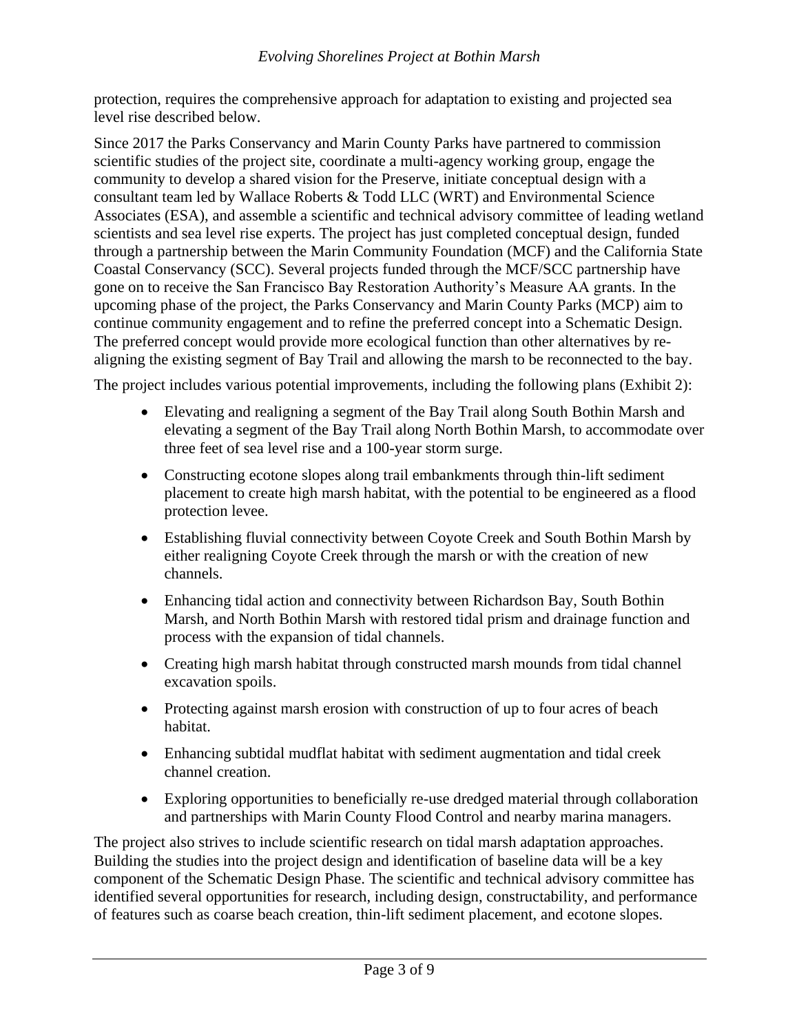protection, requires the comprehensive approach for adaptation to existing and projected sea level rise described below.

Since 2017 the Parks Conservancy and Marin County Parks have partnered to commission scientific studies of the project site, coordinate a multi-agency working group, engage the community to develop a shared vision for the Preserve, initiate conceptual design with a consultant team led by Wallace Roberts & Todd LLC (WRT) and Environmental Science Associates (ESA), and assemble a scientific and technical advisory committee of leading wetland scientists and sea level rise experts. The project has just completed conceptual design, funded through a partnership between the Marin Community Foundation (MCF) and the California State Coastal Conservancy (SCC). Several projects funded through the MCF/SCC partnership have gone on to receive the San Francisco Bay Restoration Authority's Measure AA grants. In the upcoming phase of the project, the Parks Conservancy and Marin County Parks (MCP) aim to continue community engagement and to refine the preferred concept into a Schematic Design. The preferred concept would provide more ecological function than other alternatives by re-aligning the existing segment of Bay Trail and allowing the marsh to be reconnected to the bay.

The project includes various potential improvements, including the following plans (Exhibit 2):

- Elevating and realigning a segment of the Bay Trail along South Bothin Marsh and elevating a segment of the Bay Trail along North Bothin Marsh, to accommodate over three feet of sea level rise and a 100-year storm surge.
- Constructing ecotone slopes along trail embankments through thin-lift sediment placement to create high marsh habitat, with the potential to be engineered as a flood protection levee.
- Establishing fluvial connectivity between Coyote Creek and South Bothin Marsh by either realigning Coyote Creek through the marsh or with the creation of new channels.
- Enhancing tidal action and connectivity between Richardson Bay, South Bothin Marsh, and North Bothin Marsh with restored tidal prism and drainage function and process with the expansion of tidal channels.
- Creating high marsh habitat through constructed marsh mounds from tidal channel excavation spoils.
- Protecting against marsh erosion with construction of up to four acres of beach habitat.
- Enhancing subtidal mudflat habitat with sediment augmentation and tidal creek channel creation.
- Exploring opportunities to beneficially re-use dredged material through collaboration and partnerships with Marin County Flood Control and nearby marina managers.

The project also strives to include scientific research on tidal marsh adaptation approaches. Building the studies into the project design and identification of baseline data will be a key component of the Schematic Design Phase. The scientific and technical advisory committee has identified several opportunities for research, including design, constructability, and performance of features such as coarse beach creation, thin-lift sediment placement, and ecotone slopes.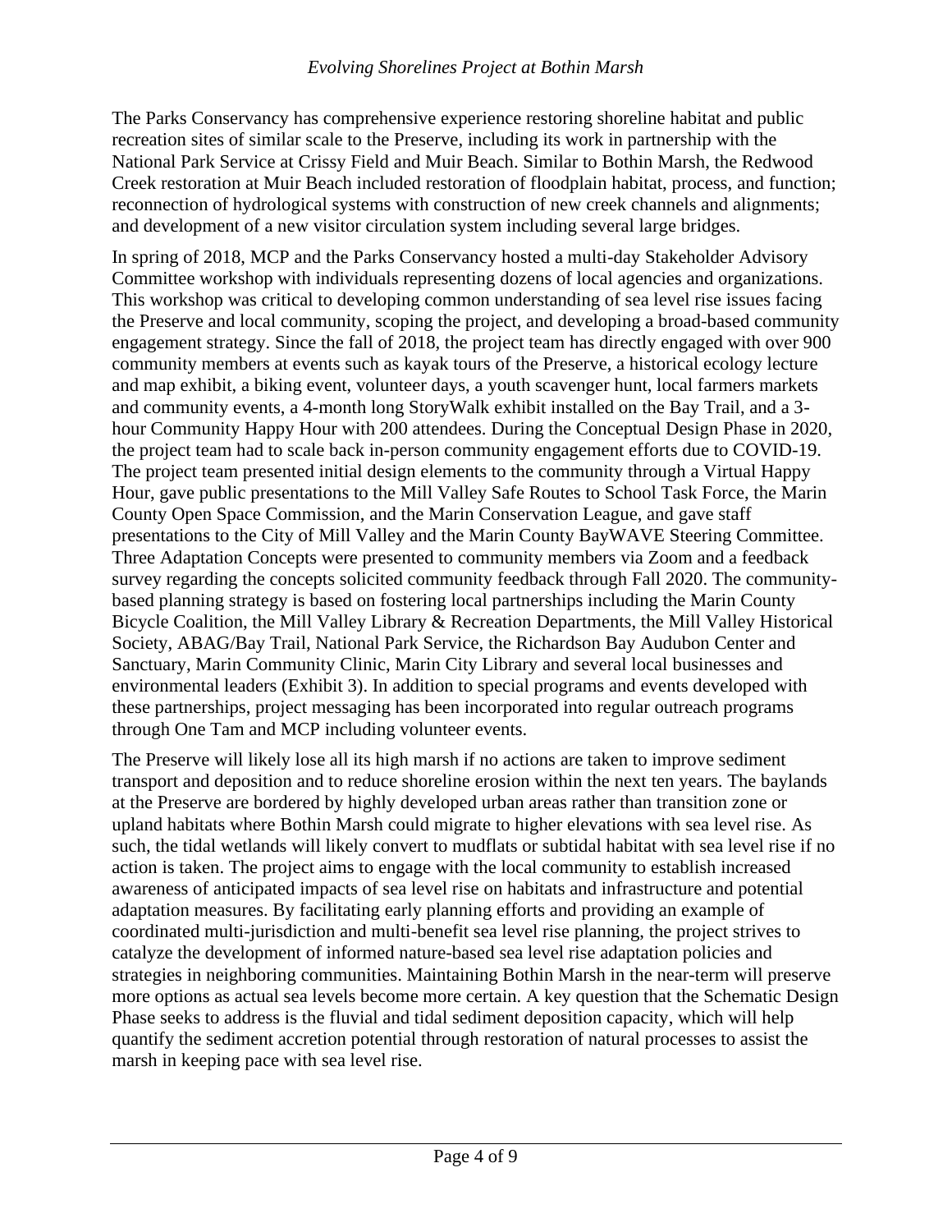The Parks Conservancy has comprehensive experience restoring shoreline habitat and public recreation sites of similar scale to the Preserve, including its work in partnership with the National Park Service at Crissy Field and Muir Beach. Similar to Bothin Marsh, the Redwood Creek restoration at Muir Beach included restoration of floodplain habitat, process, and function; reconnection of hydrological systems with construction of new creek channels and alignments; and development of a new visitor circulation system including several large bridges.

In spring of 2018, MCP and the Parks Conservancy hosted a multi-day Stakeholder Advisory Committee workshop with individuals representing dozens of local agencies and organizations. This workshop was critical to developing common understanding of sea level rise issues facing the Preserve and local community, scoping the project, and developing a broad-based community engagement strategy. Since the fall of 2018, the project team has directly engaged with over 900 community members at events such as kayak tours of the Preserve, a historical ecology lecture and map exhibit, a biking event, volunteer days, a youth scavenger hunt, local farmers markets and community events, a 4-month long StoryWalk exhibit installed on the Bay Trail, and a 3-hour Community Happy Hour with 200 attendees. During the Conceptual Design Phase in 2020, the project team had to scale back in-person community engagement efforts due to COVID-19. The project team presented initial design elements to the community through a Virtual Happy Hour, gave public presentations to the Mill Valley Safe Routes to School Task Force, the Marin County Open Space Commission, and the Marin Conservation League, and gave staff presentations to the City of Mill Valley and the Marin County BayWAVE Steering Committee. Three Adaptation Concepts were presented to community members via Zoom and a feedback survey regarding the concepts solicited community feedback through Fall 2020. The community-based planning strategy is based on fostering local partnerships including the Marin County Bicycle Coalition, the Mill Valley Library & Recreation Departments, the Mill Valley Historical Society, ABAG/Bay Trail, National Park Service, the Richardson Bay Audubon Center and Sanctuary, Marin Community Clinic, Marin City Library and several local businesses and environmental leaders (Exhibit 3). In addition to special programs and events developed with these partnerships, project messaging has been incorporated into regular outreach programs through One Tam and MCP including volunteer events.

The Preserve will likely lose all its high marsh if no actions are taken to improve sediment transport and deposition and to reduce shoreline erosion within the next ten years. The baylands at the Preserve are bordered by highly developed urban areas rather than transition zone or upland habitats where Bothin Marsh could migrate to higher elevations with sea level rise. As such, the tidal wetlands will likely convert to mudflats or subtidal habitat with sea level rise if no action is taken. The project aims to engage with the local community to establish increased awareness of anticipated impacts of sea level rise on habitats and infrastructure and potential adaptation measures. By facilitating early planning efforts and providing an example of coordinated multi-jurisdiction and multi-benefit sea level rise planning, the project strives to catalyze the development of informed nature-based sea level rise adaptation policies and strategies in neighboring communities. Maintaining Bothin Marsh in the near-term will preserve more options as actual sea levels become more certain. A key question that the Schematic Design Phase seeks to address is the fluvial and tidal sediment deposition capacity, which will help quantify the sediment accretion potential through restoration of natural processes to assist the marsh in keeping pace with sea level rise.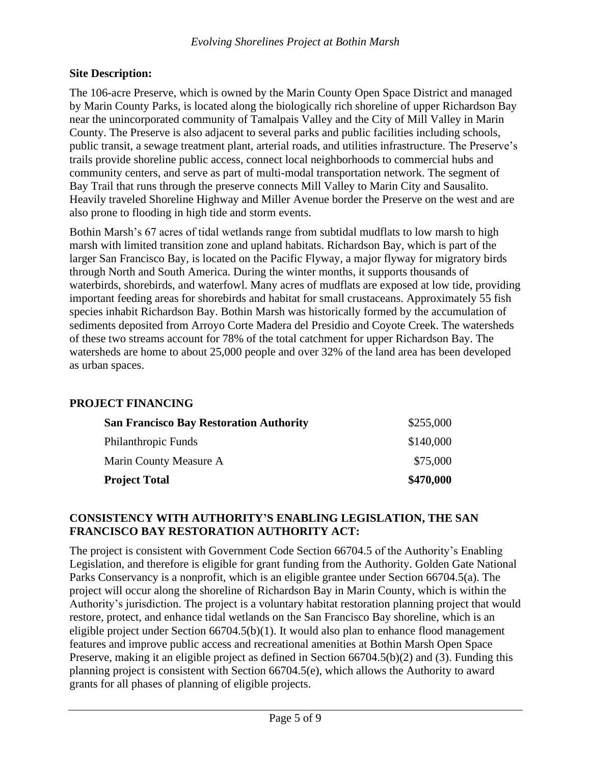**Site Description:**

The 106-acre Preserve, which is owned by the Marin County Open Space District and managed by Marin County Parks, is located along the biologically rich shoreline of upper Richardson Bay near the unincorporated community of Tamalpais Valley and the City of Mill Valley in Marin County. The Preserve is also adjacent to several parks and public facilities including schools, public transit, a sewage treatment plant, arterial roads, and utilities infrastructure. The Preserve's trails provide shoreline public access, connect local neighborhoods to commercial hubs and community centers, and serve as part of multi-modal transportation network. The segment of Bay Trail that runs through the preserve connects Mill Valley to Marin City and Sausalito. Heavily traveled Shoreline Highway and Miller Avenue border the Preserve on the west and are also prone to flooding in high tide and storm events.

Bothin Marsh's 67 acres of tidal wetlands range from subtidal mudflats to low marsh to high marsh with limited transition zone and upland habitats. Richardson Bay, which is part of the larger San Francisco Bay, is located on the Pacific Flyway, a major flyway for migratory birds through North and South America. During the winter months, it supports thousands of waterbirds, shorebirds, and waterfowl. Many acres of mudflats are exposed at low tide, providing important feeding areas for shorebirds and habitat for small crustaceans. Approximately 55 fish species inhabit Richardson Bay. Bothin Marsh was historically formed by the accumulation of sediments deposited from Arroyo Corte Madera del Presidio and Coyote Creek. The watersheds of these two streams account for 78% of the total catchment for upper Richardson Bay. The watersheds are home to about 25,000 people and over 32% of the land area has been developed as urban spaces.

## PROJECT FINANCING

| | |
|---|---|
| **San Francisco Bay Restoration Authority** | $255,000 |
| Philanthropic Funds | $140,000 |
| Marin County Measure A | $75,000 |
| **Project Total** | **$470,000** |

## CONSISTENCY WITH AUTHORITY'S ENABLING LEGISLATION, THE SAN FRANCISCO BAY RESTORATION AUTHORITY ACT:

The project is consistent with Government Code Section 66704.5 of the Authority's Enabling Legislation, and therefore is eligible for grant funding from the Authority. Golden Gate National Parks Conservancy is a nonprofit, which is an eligible grantee under Section 66704.5(a). The project will occur along the shoreline of Richardson Bay in Marin County, which is within the Authority's jurisdiction. The project is a voluntary habitat restoration planning project that would restore, protect, and enhance tidal wetlands on the San Francisco Bay shoreline, which is an eligible project under Section 66704.5(b)(1). It would also plan to enhance flood management features and improve public access and recreational amenities at Bothin Marsh Open Space Preserve, making it an eligible project as defined in Section 66704.5(b)(2) and (3). Funding this planning project is consistent with Section 66704.5(e), which allows the Authority to award grants for all phases of planning of eligible projects.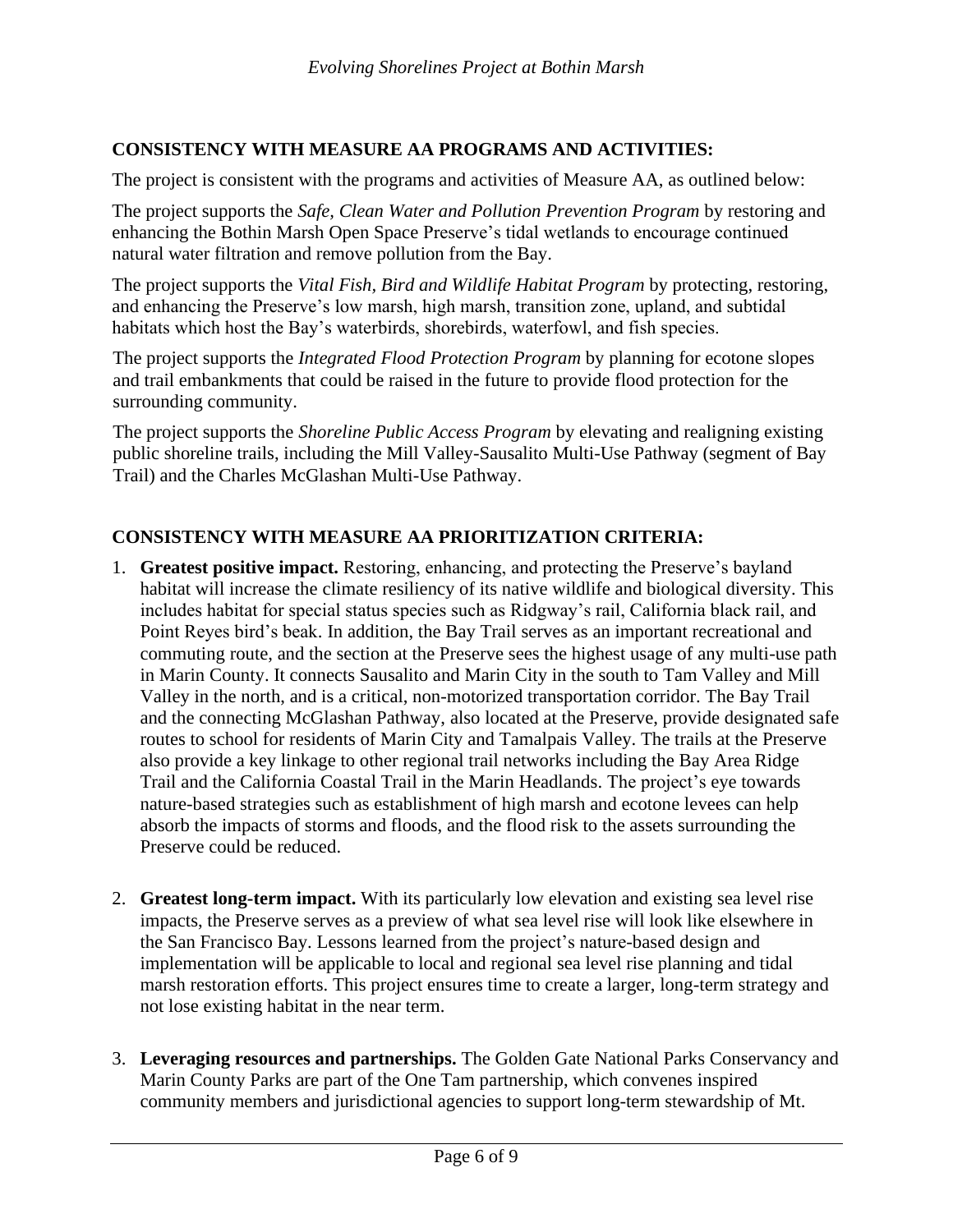## CONSISTENCY WITH MEASURE AA PROGRAMS AND ACTIVITIES:

The project is consistent with the programs and activities of Measure AA, as outlined below:

The project supports the *Safe, Clean Water and Pollution Prevention Program* by restoring and enhancing the Bothin Marsh Open Space Preserve's tidal wetlands to encourage continued natural water filtration and remove pollution from the Bay.

The project supports the *Vital Fish, Bird and Wildlife Habitat Program* by protecting, restoring, and enhancing the Preserve's low marsh, high marsh, transition zone, upland, and subtidal habitats which host the Bay's waterbirds, shorebirds, waterfowl, and fish species.

The project supports the *Integrated Flood Protection Program* by planning for ecotone slopes and trail embankments that could be raised in the future to provide flood protection for the surrounding community.

The project supports the *Shoreline Public Access Program* by elevating and realigning existing public shoreline trails, including the Mill Valley-Sausalito Multi-Use Pathway (segment of Bay Trail) and the Charles McGlashan Multi-Use Pathway.

## CONSISTENCY WITH MEASURE AA PRIORITIZATION CRITERIA:

1. **Greatest positive impact.** Restoring, enhancing, and protecting the Preserve's bayland habitat will increase the climate resiliency of its native wildlife and biological diversity. This includes habitat for special status species such as Ridgway's rail, California black rail, and Point Reyes bird's beak. In addition, the Bay Trail serves as an important recreational and commuting route, and the section at the Preserve sees the highest usage of any multi-use path in Marin County. It connects Sausalito and Marin City in the south to Tam Valley and Mill Valley in the north, and is a critical, non-motorized transportation corridor. The Bay Trail and the connecting McGlashan Pathway, also located at the Preserve, provide designated safe routes to school for residents of Marin City and Tamalpais Valley. The trails at the Preserve also provide a key linkage to other regional trail networks including the Bay Area Ridge Trail and the California Coastal Trail in the Marin Headlands. The project's eye towards nature-based strategies such as establishment of high marsh and ecotone levees can help absorb the impacts of storms and floods, and the flood risk to the assets surrounding the Preserve could be reduced.

2. **Greatest long-term impact.** With its particularly low elevation and existing sea level rise impacts, the Preserve serves as a preview of what sea level rise will look like elsewhere in the San Francisco Bay. Lessons learned from the project's nature-based design and implementation will be applicable to local and regional sea level rise planning and tidal marsh restoration efforts. This project ensures time to create a larger, long-term strategy and not lose existing habitat in the near term.

3. **Leveraging resources and partnerships.** The Golden Gate National Parks Conservancy and Marin County Parks are part of the One Tam partnership, which convenes inspired community members and jurisdictional agencies to support long-term stewardship of Mt.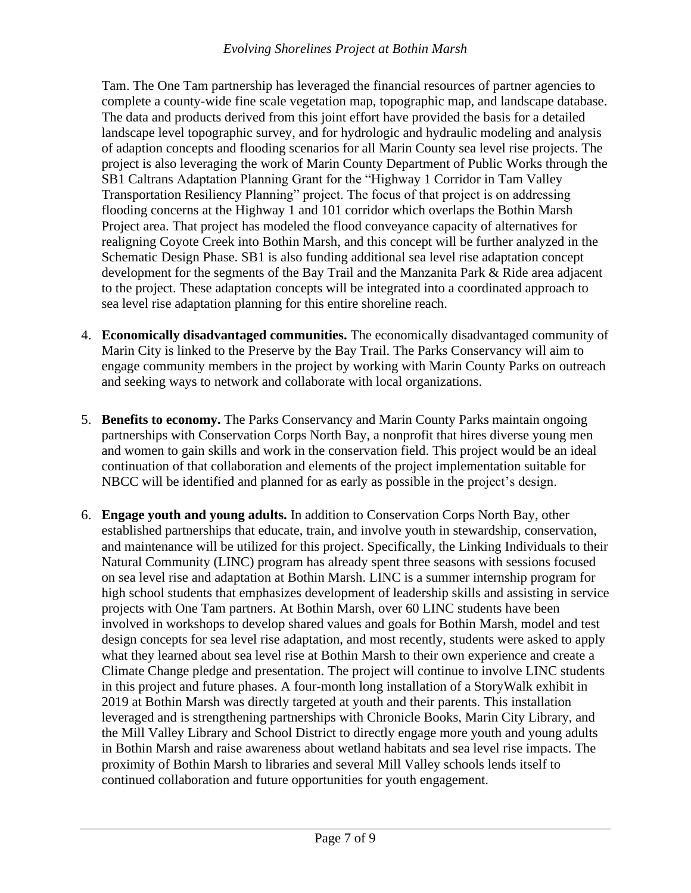Tam. The One Tam partnership has leveraged the financial resources of partner agencies to complete a county-wide fine scale vegetation map, topographic map, and landscape database. The data and products derived from this joint effort have provided the basis for a detailed landscape level topographic survey, and for hydrologic and hydraulic modeling and analysis of adaption concepts and flooding scenarios for all Marin County sea level rise projects. The project is also leveraging the work of Marin County Department of Public Works through the SB1 Caltrans Adaptation Planning Grant for the "Highway 1 Corridor in Tam Valley Transportation Resiliency Planning" project. The focus of that project is on addressing flooding concerns at the Highway 1 and 101 corridor which overlaps the Bothin Marsh Project area. That project has modeled the flood conveyance capacity of alternatives for realigning Coyote Creek into Bothin Marsh, and this concept will be further analyzed in the Schematic Design Phase. SB1 is also funding additional sea level rise adaptation concept development for the segments of the Bay Trail and the Manzanita Park & Ride area adjacent to the project. These adaptation concepts will be integrated into a coordinated approach to sea level rise adaptation planning for this entire shoreline reach.

4. **Economically disadvantaged communities.** The economically disadvantaged community of Marin City is linked to the Preserve by the Bay Trail. The Parks Conservancy will aim to engage community members in the project by working with Marin County Parks on outreach and seeking ways to network and collaborate with local organizations.

5. **Benefits to economy.** The Parks Conservancy and Marin County Parks maintain ongoing partnerships with Conservation Corps North Bay, a nonprofit that hires diverse young men and women to gain skills and work in the conservation field. This project would be an ideal continuation of that collaboration and elements of the project implementation suitable for NBCC will be identified and planned for as early as possible in the project's design.

6. **Engage youth and young adults.** In addition to Conservation Corps North Bay, other established partnerships that educate, train, and involve youth in stewardship, conservation, and maintenance will be utilized for this project. Specifically, the Linking Individuals to their Natural Community (LINC) program has already spent three seasons with sessions focused on sea level rise and adaptation at Bothin Marsh. LINC is a summer internship program for high school students that emphasizes development of leadership skills and assisting in service projects with One Tam partners. At Bothin Marsh, over 60 LINC students have been involved in workshops to develop shared values and goals for Bothin Marsh, model and test design concepts for sea level rise adaptation, and most recently, students were asked to apply what they learned about sea level rise at Bothin Marsh to their own experience and create a Climate Change pledge and presentation. The project will continue to involve LINC students in this project and future phases. A four-month long installation of a StoryWalk exhibit in 2019 at Bothin Marsh was directly targeted at youth and their parents. This installation leveraged and is strengthening partnerships with Chronicle Books, Marin City Library, and the Mill Valley Library and School District to directly engage more youth and young adults in Bothin Marsh and raise awareness about wetland habitats and sea level rise impacts. The proximity of Bothin Marsh to libraries and several Mill Valley schools lends itself to continued collaboration and future opportunities for youth engagement.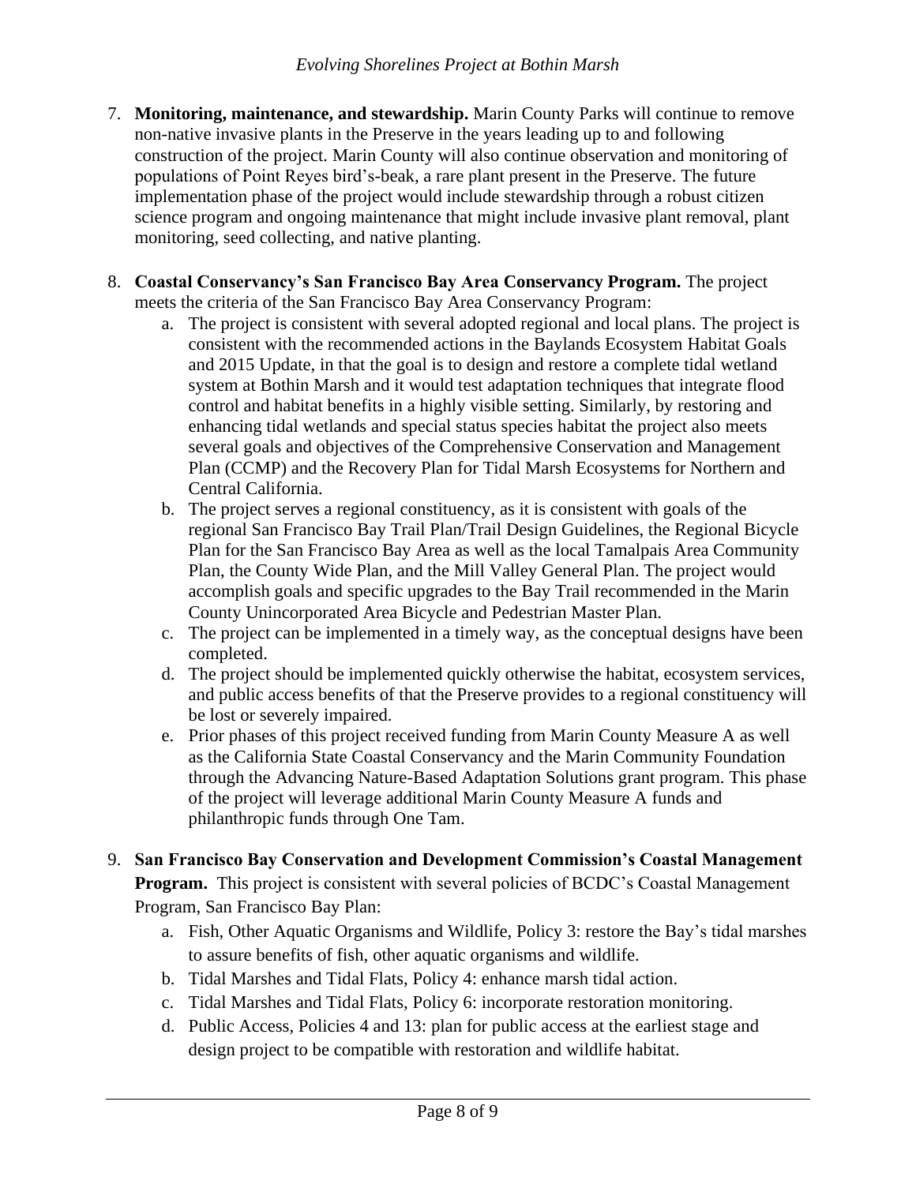7. **Monitoring, maintenance, and stewardship.** Marin County Parks will continue to remove non-native invasive plants in the Preserve in the years leading up to and following construction of the project. Marin County will also continue observation and monitoring of populations of Point Reyes bird's-beak, a rare plant present in the Preserve. The future implementation phase of the project would include stewardship through a robust citizen science program and ongoing maintenance that might include invasive plant removal, plant monitoring, seed collecting, and native planting.

8. **Coastal Conservancy's San Francisco Bay Area Conservancy Program.** The project meets the criteria of the San Francisco Bay Area Conservancy Program:
    a. The project is consistent with several adopted regional and local plans. The project is consistent with the recommended actions in the Baylands Ecosystem Habitat Goals and 2015 Update, in that the goal is to design and restore a complete tidal wetland system at Bothin Marsh and it would test adaptation techniques that integrate flood control and habitat benefits in a highly visible setting. Similarly, by restoring and enhancing tidal wetlands and special status species habitat the project also meets several goals and objectives of the Comprehensive Conservation and Management Plan (CCMP) and the Recovery Plan for Tidal Marsh Ecosystems for Northern and Central California.
    b. The project serves a regional constituency, as it is consistent with goals of the regional San Francisco Bay Trail Plan/Trail Design Guidelines, the Regional Bicycle Plan for the San Francisco Bay Area as well as the local Tamalpais Area Community Plan, the County Wide Plan, and the Mill Valley General Plan. The project would accomplish goals and specific upgrades to the Bay Trail recommended in the Marin County Unincorporated Area Bicycle and Pedestrian Master Plan.
    c. The project can be implemented in a timely way, as the conceptual designs have been completed.
    d. The project should be implemented quickly otherwise the habitat, ecosystem services, and public access benefits of that the Preserve provides to a regional constituency will be lost or severely impaired.
    e. Prior phases of this project received funding from Marin County Measure A as well as the California State Coastal Conservancy and the Marin Community Foundation through the Advancing Nature-Based Adaptation Solutions grant program. This phase of the project will leverage additional Marin County Measure A funds and philanthropic funds through One Tam.

9. **San Francisco Bay Conservation and Development Commission's Coastal Management Program.** This project is consistent with several policies of BCDC's Coastal Management Program, San Francisco Bay Plan:
    a. Fish, Other Aquatic Organisms and Wildlife, Policy 3: restore the Bay's tidal marshes to assure benefits of fish, other aquatic organisms and wildlife.
    b. Tidal Marshes and Tidal Flats, Policy 4: enhance marsh tidal action.
    c. Tidal Marshes and Tidal Flats, Policy 6: incorporate restoration monitoring.
    d. Public Access, Policies 4 and 13: plan for public access at the earliest stage and design project to be compatible with restoration and wildlife habitat.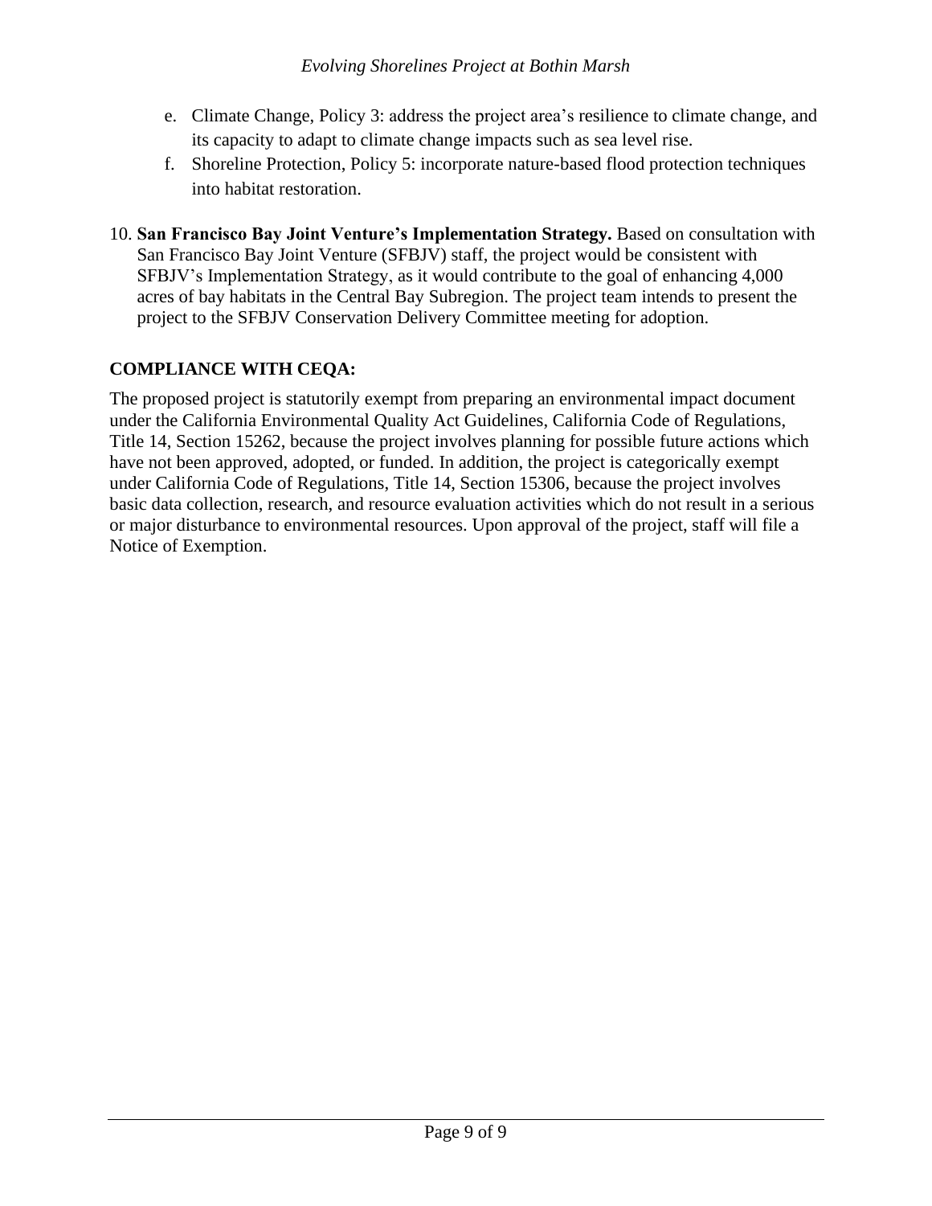e. Climate Change, Policy 3: address the project area's resilience to climate change, and its capacity to adapt to climate change impacts such as sea level rise.
   f. Shoreline Protection, Policy 5: incorporate nature-based flood protection techniques into habitat restoration.

10. **San Francisco Bay Joint Venture's Implementation Strategy.** Based on consultation with San Francisco Bay Joint Venture (SFBJV) staff, the project would be consistent with SFBJV's Implementation Strategy, as it would contribute to the goal of enhancing 4,000 acres of bay habitats in the Central Bay Subregion. The project team intends to present the project to the SFBJV Conservation Delivery Committee meeting for adoption.

## COMPLIANCE WITH CEQA:

The proposed project is statutorily exempt from preparing an environmental impact document under the California Environmental Quality Act Guidelines, California Code of Regulations, Title 14, Section 15262, because the project involves planning for possible future actions which have not been approved, adopted, or funded. In addition, the project is categorically exempt under California Code of Regulations, Title 14, Section 15306, because the project involves basic data collection, research, and resource evaluation activities which do not result in a serious or major disturbance to environmental resources. Upon approval of the project, staff will file a Notice of Exemption.